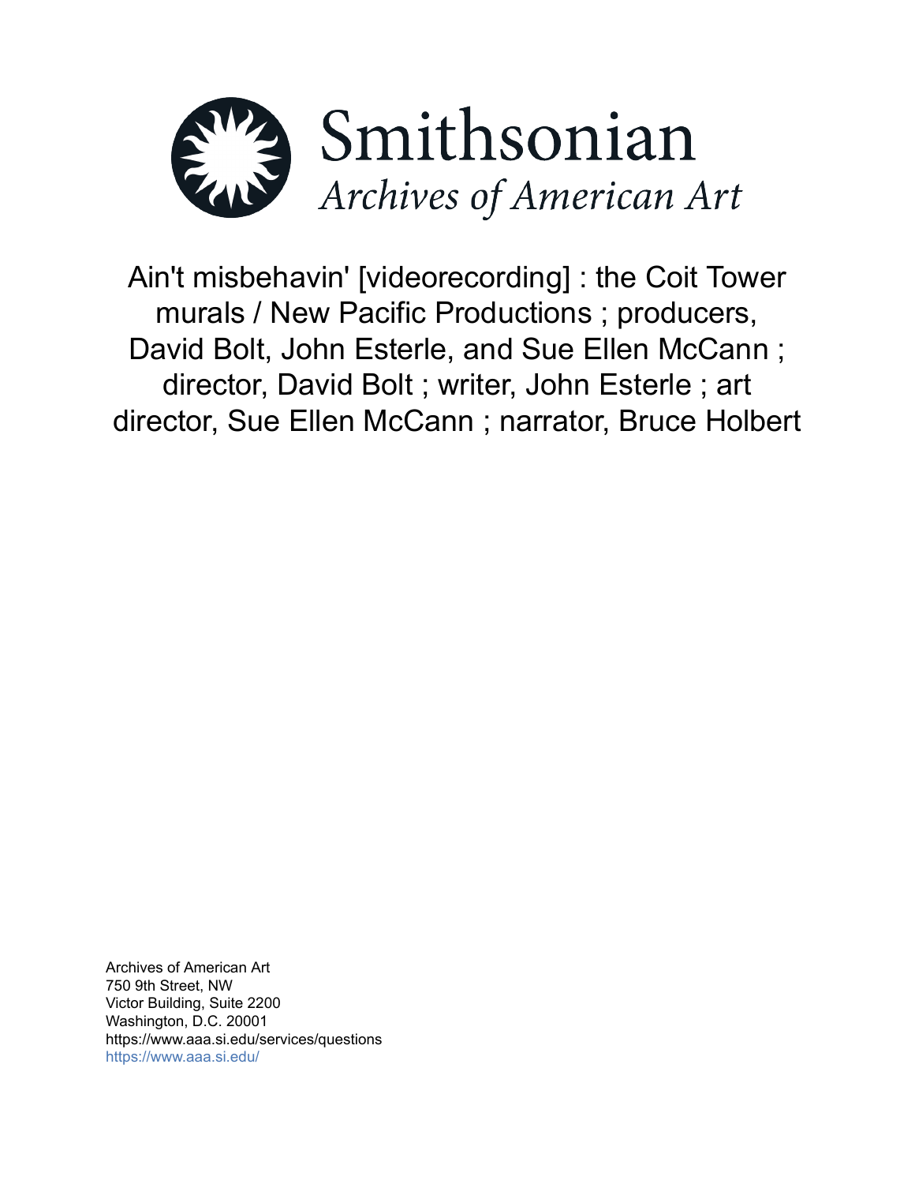# Smithsonian
*Archives of American Art*

Ain't misbehavin' [videorecording] : the Coit Tower murals / New Pacific Productions ; producers, David Bolt, John Esterle, and Sue Ellen McCann ; director, David Bolt ; writer, John Esterle ; art director, Sue Ellen McCann ; narrator, Bruce Holbert

Archives of American Art
750 9th Street, NW
Victor Building, Suite 2200
Washington, D.C. 20001
https://www.aaa.si.edu/services/questions
https://www.aaa.si.edu/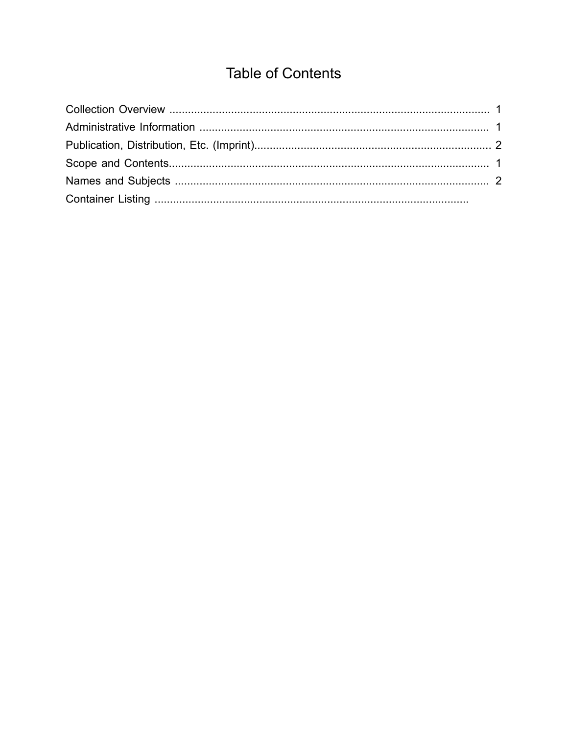# Table of Contents

Collection Overview ........................................................................................................ 1

Administrative Information .............................................................................................. 1

Publication, Distribution, Etc. (Imprint)............................................................................ 2

Scope and Contents....................................................................................................... 1

Names and Subjects ...................................................................................................... 2

Container Listing ....................................................................................................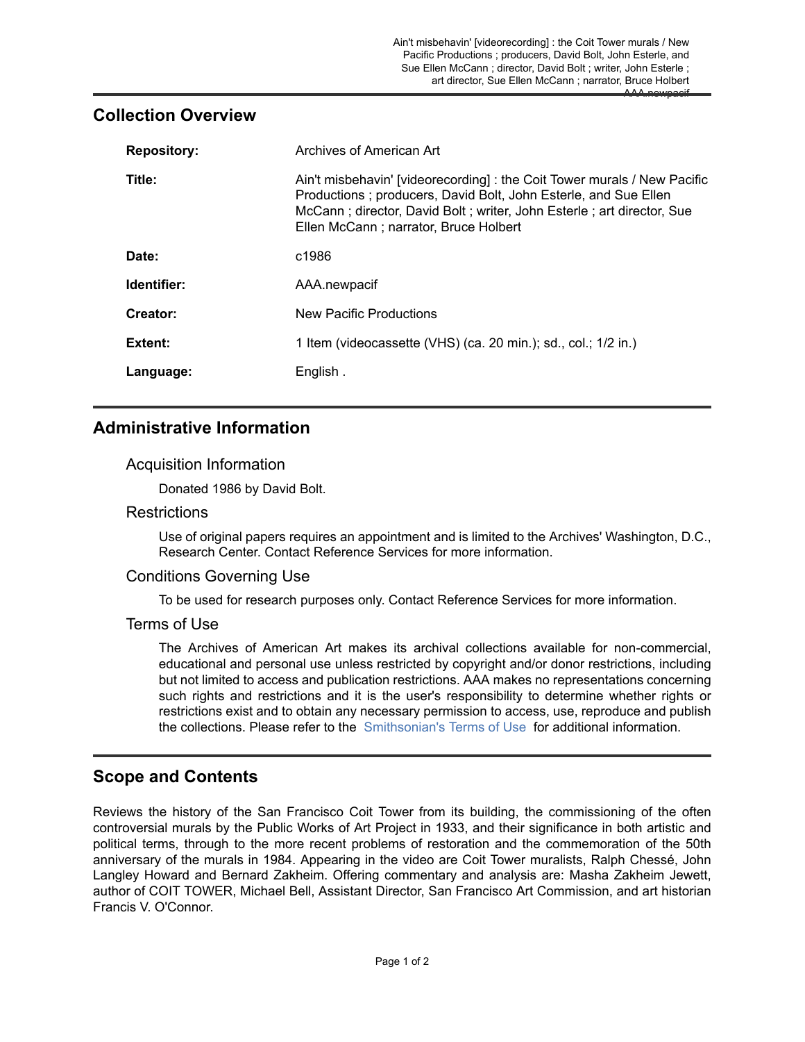## Collection Overview

| | |
|---|---|
| **Repository:** | Archives of American Art |
| **Title:** | Ain't misbehavin' [videorecording] : the Coit Tower murals / New Pacific Productions ; producers, David Bolt, John Esterle, and Sue Ellen McCann ; director, David Bolt ; writer, John Esterle ; art director, Sue Ellen McCann ; narrator, Bruce Holbert |
| **Date:** | c1986 |
| **Identifier:** | AAA.newpacif |
| **Creator:** | New Pacific Productions |
| **Extent:** | 1 Item (videocassette (VHS) (ca. 20 min.); sd., col.; 1/2 in.) |
| **Language:** | English . |

## Administrative Information

### Acquisition Information

Donated 1986 by David Bolt.

### Restrictions

Use of original papers requires an appointment and is limited to the Archives' Washington, D.C., Research Center. Contact Reference Services for more information.

### Conditions Governing Use

To be used for research purposes only. Contact Reference Services for more information.

### Terms of Use

The Archives of American Art makes its archival collections available for non-commercial, educational and personal use unless restricted by copyright and/or donor restrictions, including but not limited to access and publication restrictions. AAA makes no representations concerning such rights and restrictions and it is the user's responsibility to determine whether rights or restrictions exist and to obtain any necessary permission to access, use, reproduce and publish the collections. Please refer to the Smithsonian's Terms of Use for additional information.

## Scope and Contents

Reviews the history of the San Francisco Coit Tower from its building, the commissioning of the often controversial murals by the Public Works of Art Project in 1933, and their significance in both artistic and political terms, through to the more recent problems of restoration and the commemoration of the 50th anniversary of the murals in 1984. Appearing in the video are Coit Tower muralists, Ralph Chessé, John Langley Howard and Bernard Zakheim. Offering commentary and analysis are: Masha Zakheim Jewett, author of COIT TOWER, Michael Bell, Assistant Director, San Francisco Art Commission, and art historian Francis V. O'Connor.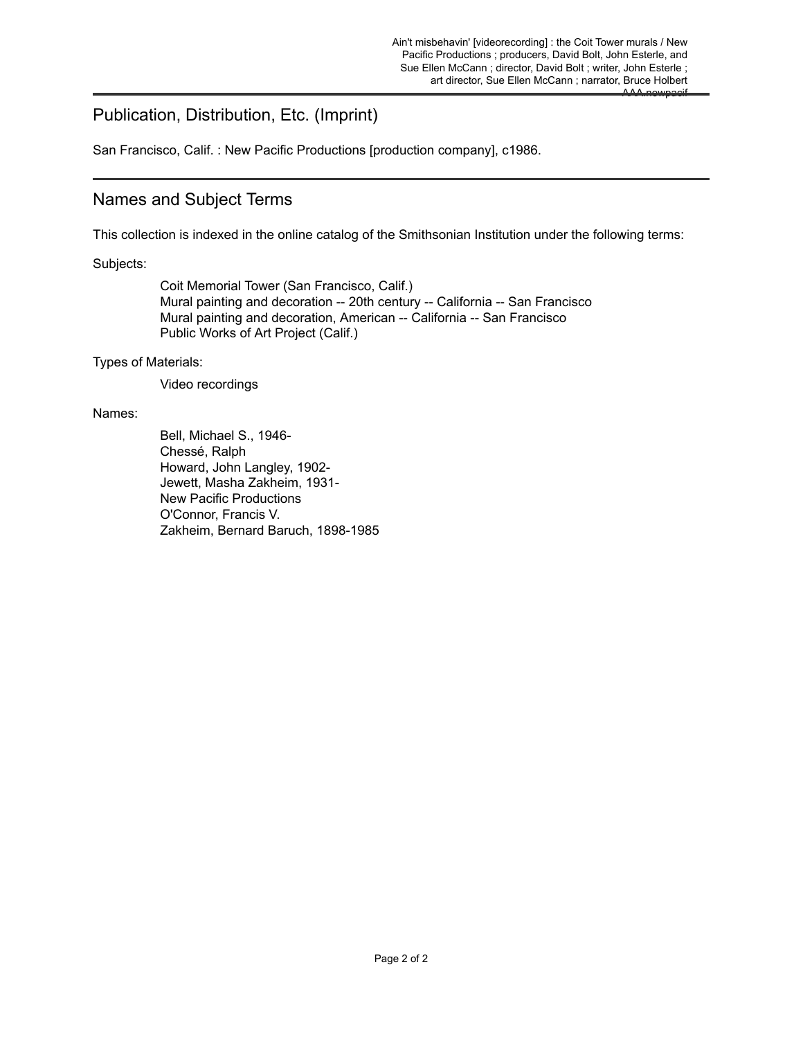## Publication, Distribution, Etc. (Imprint)

San Francisco, Calif. : New Pacific Productions [production company], c1986.

## Names and Subject Terms

This collection is indexed in the online catalog of the Smithsonian Institution under the following terms:

Subjects:

- Coit Memorial Tower (San Francisco, Calif.)
- Mural painting and decoration -- 20th century -- California -- San Francisco
- Mural painting and decoration, American -- California -- San Francisco
- Public Works of Art Project (Calif.)

Types of Materials:

- Video recordings

Names:

- Bell, Michael S., 1946-
- Chessé, Ralph
- Howard, John Langley, 1902-
- Jewett, Masha Zakheim, 1931-
- New Pacific Productions
- O'Connor, Francis V.
- Zakheim, Bernard Baruch, 1898-1985